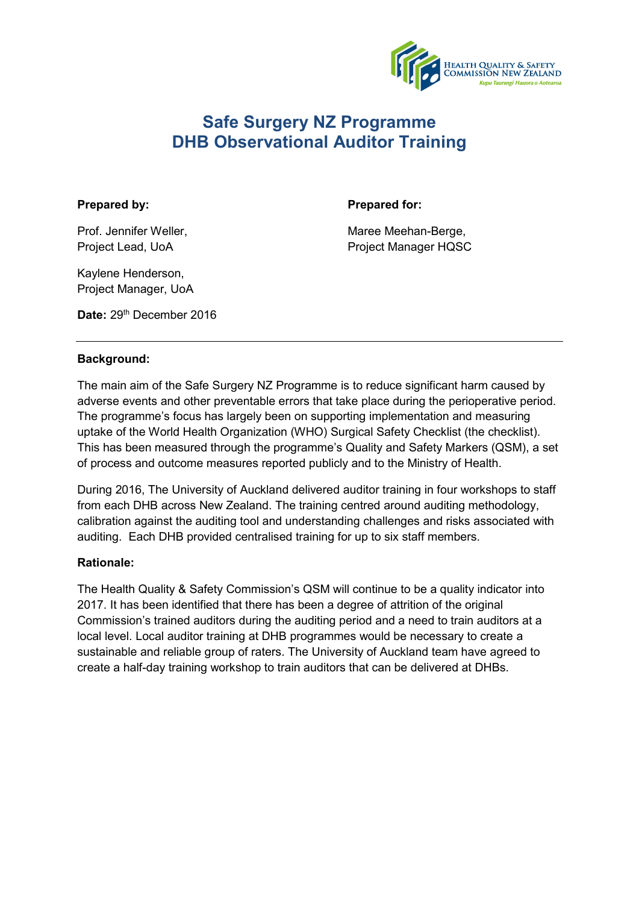# Safe Surgery NZ Programme
# DHB Observational Auditor Training

**Prepared by:**

Prof. Jennifer Weller,
Project Lead, UoA

Kaylene Henderson,
Project Manager, UoA

**Date:** 29th December 2016

**Prepared for:**

Maree Meehan-Berge,
Project Manager HQSC

---

**Background:**

The main aim of the Safe Surgery NZ Programme is to reduce significant harm caused by adverse events and other preventable errors that take place during the perioperative period. The programme's focus has largely been on supporting implementation and measuring uptake of the World Health Organization (WHO) Surgical Safety Checklist (the checklist). This has been measured through the programme's Quality and Safety Markers (QSM), a set of process and outcome measures reported publicly and to the Ministry of Health.

During 2016, The University of Auckland delivered auditor training in four workshops to staff from each DHB across New Zealand. The training centred around auditing methodology, calibration against the auditing tool and understanding challenges and risks associated with auditing. Each DHB provided centralised training for up to six staff members.

**Rationale:**

The Health Quality & Safety Commission's QSM will continue to be a quality indicator into 2017. It has been identified that there has been a degree of attrition of the original Commission's trained auditors during the auditing period and a need to train auditors at a local level. Local auditor training at DHB programmes would be necessary to create a sustainable and reliable group of raters. The University of Auckland team have agreed to create a half-day training workshop to train auditors that can be delivered at DHBs.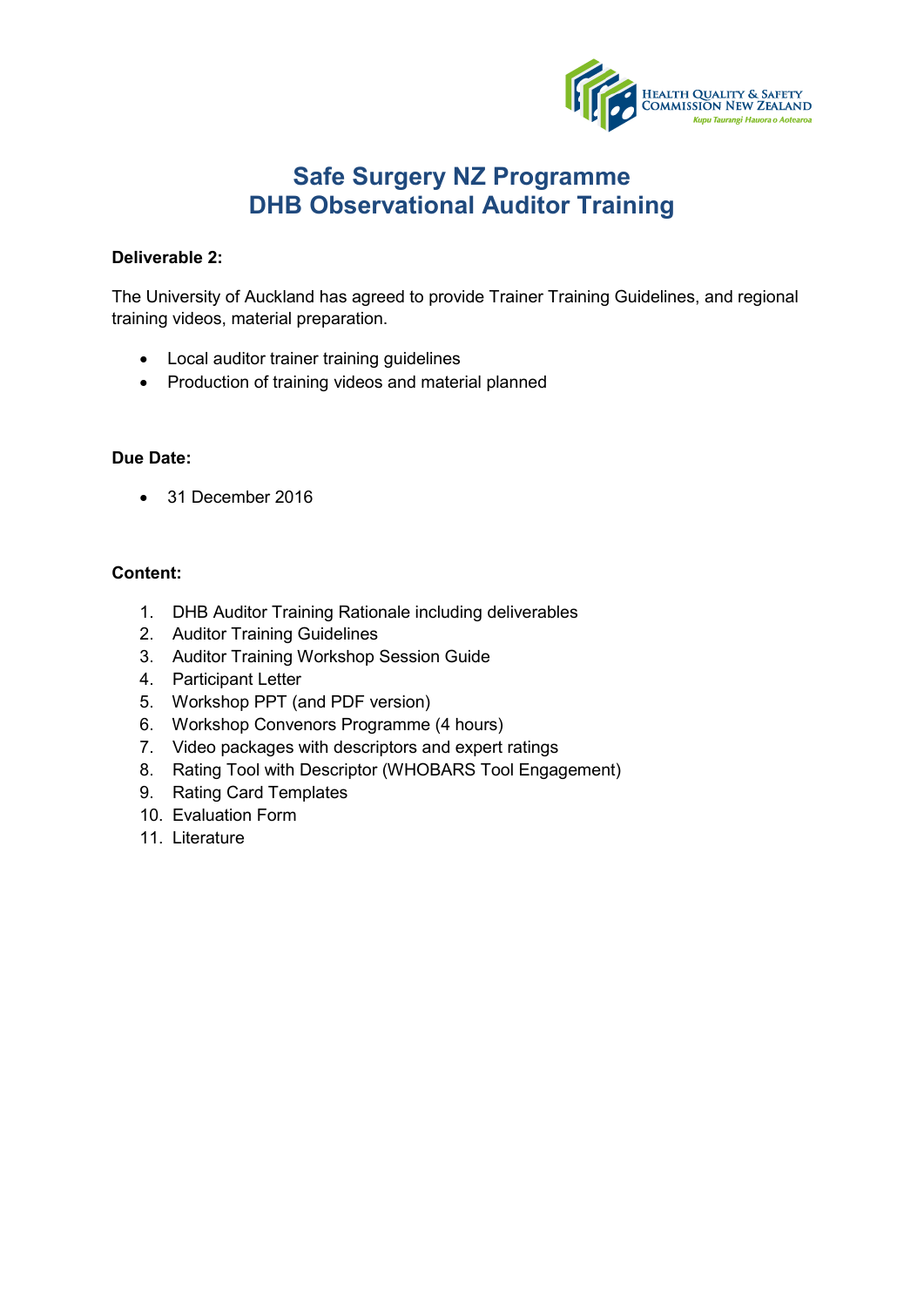# Safe Surgery NZ Programme
# DHB Observational Auditor Training

**Deliverable 2:**

The University of Auckland has agreed to provide Trainer Training Guidelines, and regional training videos, material preparation.

- Local auditor trainer training guidelines
- Production of training videos and material planned

**Due Date:**

- 31 December 2016

**Content:**

1. DHB Auditor Training Rationale including deliverables
2. Auditor Training Guidelines
3. Auditor Training Workshop Session Guide
4. Participant Letter
5. Workshop PPT (and PDF version)
6. Workshop Convenors Programme (4 hours)
7. Video packages with descriptors and expert ratings
8. Rating Tool with Descriptor (WHOBARS Tool Engagement)
9. Rating Card Templates
10. Evaluation Form
11. Literature